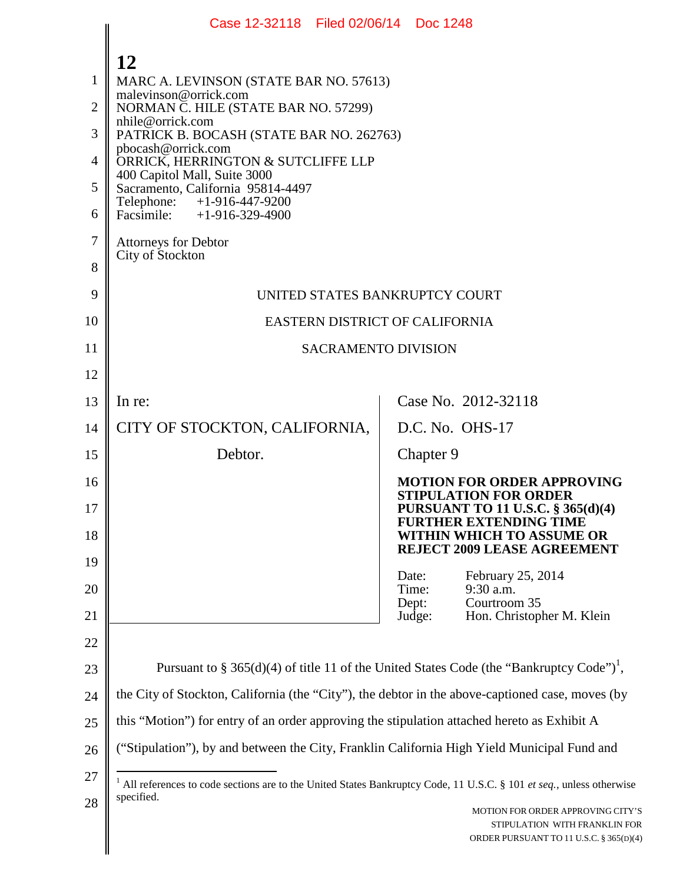MARC A. LEVINSON (STATE BAR NO. 57613)
malevinson@orrick.com
NORMAN C. HILE (STATE BAR NO. 57299)
nhile@orrick.com
PATRICK B. BOCASH (STATE BAR NO. 262763)
pbocash@orrick.com
ORRICK, HERRINGTON & SUTCLIFFE LLP
400 Capitol Mall, Suite 3000
Sacramento, California 95814-4497
Telephone: +1-916-447-9200
Facsimile: +1-916-329-4900

Attorneys for Debtor
City of Stockton

UNITED STATES BANKRUPTCY COURT

EASTERN DISTRICT OF CALIFORNIA

SACRAMENTO DIVISION

| | |
|---|---|
| In re:<br><br>CITY OF STOCKTON, CALIFORNIA,<br><br>Debtor. | Case No. 2012-32118<br><br>D.C. No. OHS-17<br><br>Chapter 9<br><br>**MOTION FOR ORDER APPROVING STIPULATION FOR ORDER PURSUANT TO 11 U.S.C. § 365(d)(4) FURTHER EXTENDING TIME WITHIN WHICH TO ASSUME OR REJECT 2009 LEASE AGREEMENT**<br><br>Date: February 25, 2014<br>Time: 9:30 a.m.<br>Dept: Courtroom 35<br>Judge: Hon. Christopher M. Klein |

Pursuant to § 365(d)(4) of title 11 of the United States Code (the "Bankruptcy Code")[1], the City of Stockton, California (the "City"), the debtor in the above-captioned case, moves (by this "Motion") for entry of an order approving the stipulation attached hereto as Exhibit A ("Stipulation"), by and between the City, Franklin California High Yield Municipal Fund and

[1] All references to code sections are to the United States Bankruptcy Code, 11 U.S.C. § 101 *et seq.*, unless otherwise specified.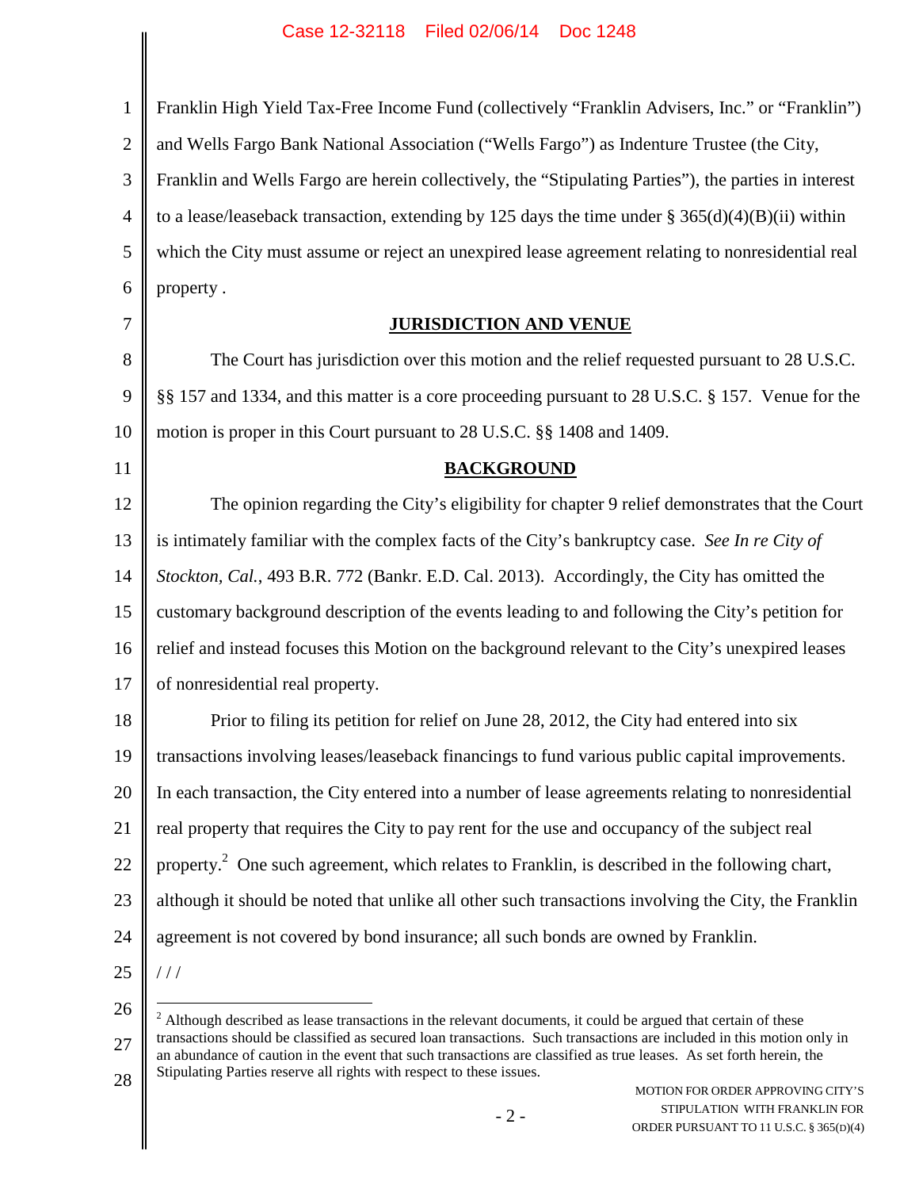Franklin High Yield Tax-Free Income Fund (collectively "Franklin Advisers, Inc." or "Franklin") and Wells Fargo Bank National Association ("Wells Fargo") as Indenture Trustee (the City, Franklin and Wells Fargo are herein collectively, the "Stipulating Parties"), the parties in interest to a lease/leaseback transaction, extending by 125 days the time under § 365(d)(4)(B)(ii) within which the City must assume or reject an unexpired lease agreement relating to nonresidential real property .

## JURISDICTION AND VENUE

The Court has jurisdiction over this motion and the relief requested pursuant to 28 U.S.C. §§ 157 and 1334, and this matter is a core proceeding pursuant to 28 U.S.C. § 157. Venue for the motion is proper in this Court pursuant to 28 U.S.C. §§ 1408 and 1409.

## BACKGROUND

The opinion regarding the City's eligibility for chapter 9 relief demonstrates that the Court is intimately familiar with the complex facts of the City's bankruptcy case. *See In re City of Stockton, Cal.*, 493 B.R. 772 (Bankr. E.D. Cal. 2013). Accordingly, the City has omitted the customary background description of the events leading to and following the City's petition for relief and instead focuses this Motion on the background relevant to the City's unexpired leases of nonresidential real property.

Prior to filing its petition for relief on June 28, 2012, the City had entered into six transactions involving leases/leaseback financings to fund various public capital improvements. In each transaction, the City entered into a number of lease agreements relating to nonresidential real property that requires the City to pay rent for the use and occupancy of the subject real property.[2] One such agreement, which relates to Franklin, is described in the following chart, although it should be noted that unlike all other such transactions involving the City, the Franklin agreement is not covered by bond insurance; all such bonds are owned by Franklin.

/ / /

[2] Although described as lease transactions in the relevant documents, it could be argued that certain of these transactions should be classified as secured loan transactions. Such transactions are included in this motion only in an abundance of caution in the event that such transactions are classified as true leases. As set forth herein, the Stipulating Parties reserve all rights with respect to these issues.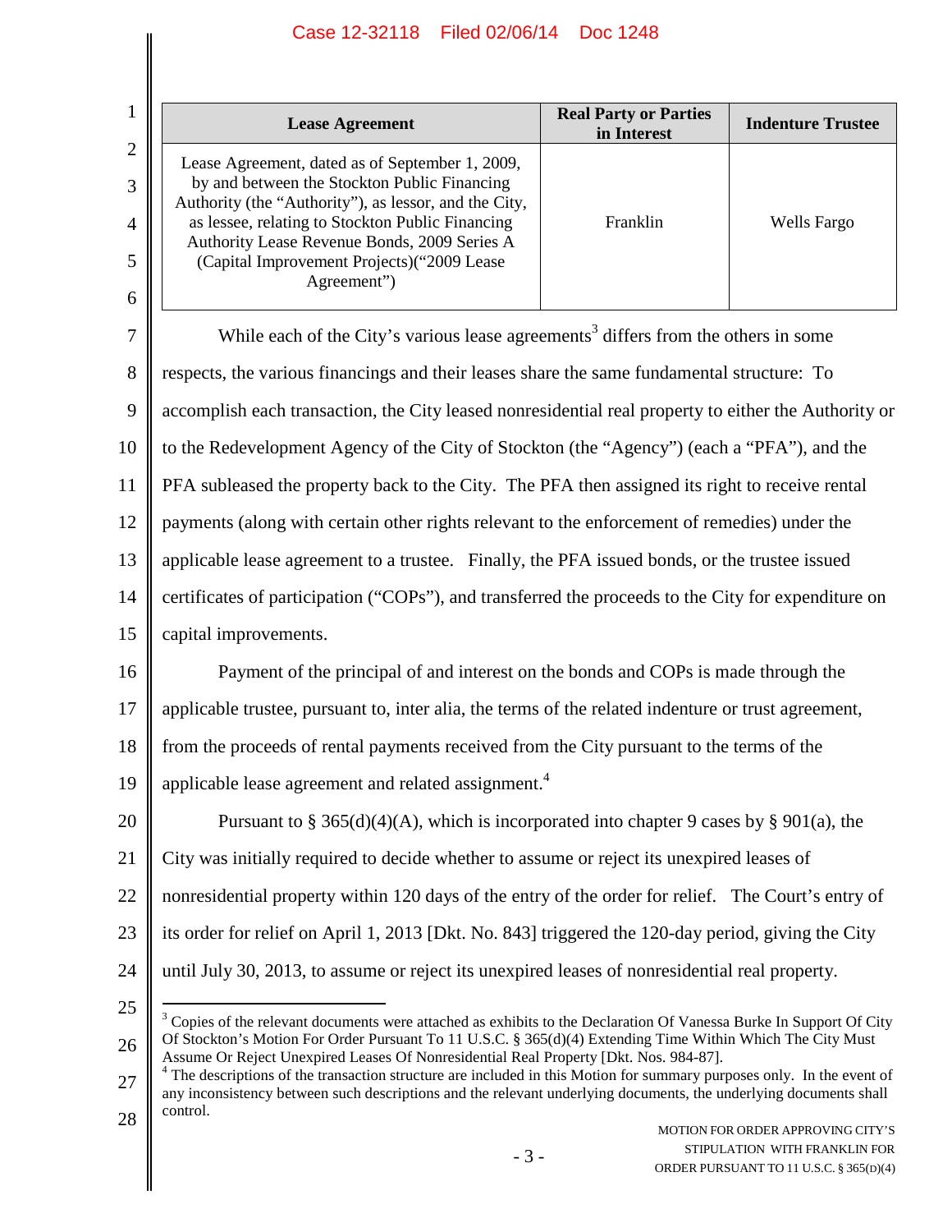| Lease Agreement | Real Party or Parties in Interest | Indenture Trustee |
| --- | --- | --- |
| Lease Agreement, dated as of September 1, 2009, by and between the Stockton Public Financing Authority (the "Authority"), as lessor, and the City, as lessee, relating to Stockton Public Financing Authority Lease Revenue Bonds, 2009 Series A (Capital Improvement Projects)("2009 Lease Agreement") | Franklin | Wells Fargo |

While each of the City's various lease agreements[3] differs from the others in some respects, the various financings and their leases share the same fundamental structure: To accomplish each transaction, the City leased nonresidential real property to either the Authority or to the Redevelopment Agency of the City of Stockton (the "Agency") (each a "PFA"), and the PFA subleased the property back to the City. The PFA then assigned its right to receive rental payments (along with certain other rights relevant to the enforcement of remedies) under the applicable lease agreement to a trustee. Finally, the PFA issued bonds, or the trustee issued certificates of participation ("COPs"), and transferred the proceeds to the City for expenditure on capital improvements.

Payment of the principal of and interest on the bonds and COPs is made through the applicable trustee, pursuant to, inter alia, the terms of the related indenture or trust agreement, from the proceeds of rental payments received from the City pursuant to the terms of the applicable lease agreement and related assignment.[4]

Pursuant to § 365(d)(4)(A), which is incorporated into chapter 9 cases by § 901(a), the City was initially required to decide whether to assume or reject its unexpired leases of nonresidential property within 120 days of the entry of the order for relief. The Court's entry of its order for relief on April 1, 2013 [Dkt. No. 843] triggered the 120-day period, giving the City until July 30, 2013, to assume or reject its unexpired leases of nonresidential real property.

---

[3] Copies of the relevant documents were attached as exhibits to the Declaration Of Vanessa Burke In Support Of City Of Stockton's Motion For Order Pursuant To 11 U.S.C. § 365(d)(4) Extending Time Within Which The City Must Assume Or Reject Unexpired Leases Of Nonresidential Real Property [Dkt. Nos. 984-87].

[4] The descriptions of the transaction structure are included in this Motion for summary purposes only. In the event of any inconsistency between such descriptions and the relevant underlying documents, the underlying documents shall control.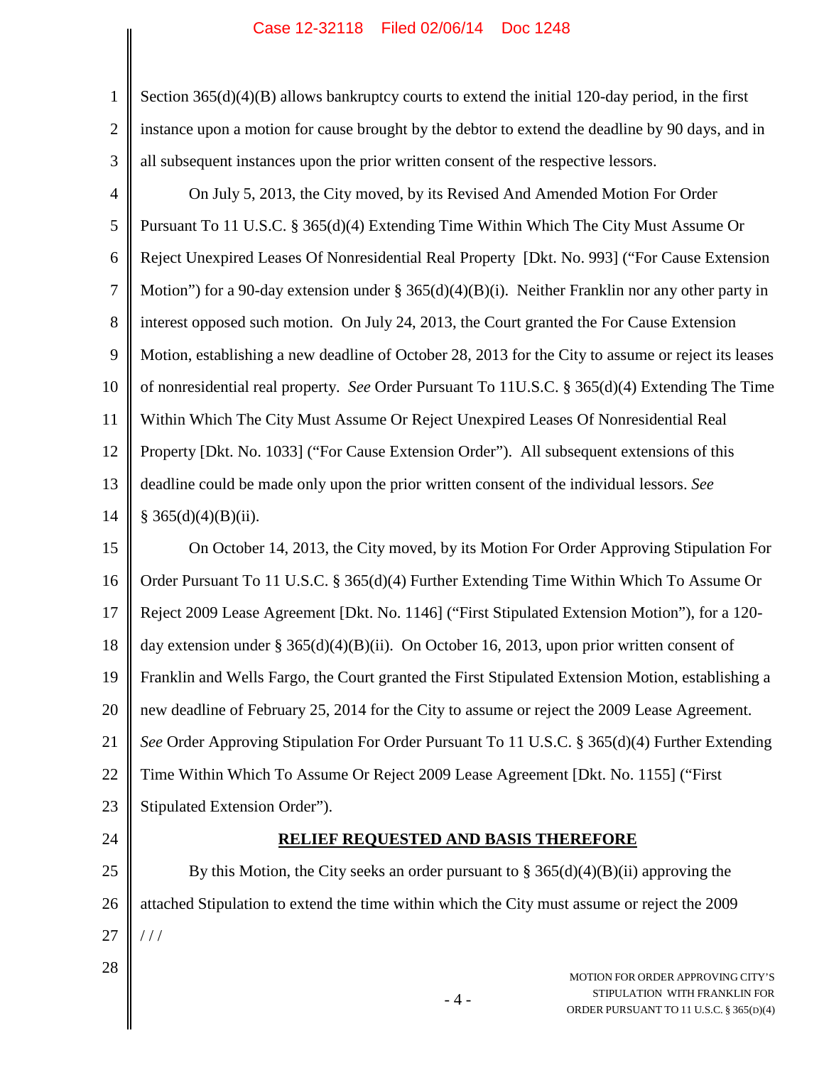Section 365(d)(4)(B) allows bankruptcy courts to extend the initial 120-day period, in the first instance upon a motion for cause brought by the debtor to extend the deadline by 90 days, and in all subsequent instances upon the prior written consent of the respective lessors.

On July 5, 2013, the City moved, by its Revised And Amended Motion For Order Pursuant To 11 U.S.C. § 365(d)(4) Extending Time Within Which The City Must Assume Or Reject Unexpired Leases Of Nonresidential Real Property [Dkt. No. 993] ("For Cause Extension Motion") for a 90-day extension under § 365(d)(4)(B)(i). Neither Franklin nor any other party in interest opposed such motion. On July 24, 2013, the Court granted the For Cause Extension Motion, establishing a new deadline of October 28, 2013 for the City to assume or reject its leases of nonresidential real property. *See* Order Pursuant To 11U.S.C. § 365(d)(4) Extending The Time Within Which The City Must Assume Or Reject Unexpired Leases Of Nonresidential Real Property [Dkt. No. 1033] ("For Cause Extension Order"). All subsequent extensions of this deadline could be made only upon the prior written consent of the individual lessors. *See* § 365(d)(4)(B)(ii).

On October 14, 2013, the City moved, by its Motion For Order Approving Stipulation For Order Pursuant To 11 U.S.C. § 365(d)(4) Further Extending Time Within Which To Assume Or Reject 2009 Lease Agreement [Dkt. No. 1146] ("First Stipulated Extension Motion"), for a 120-day extension under § 365(d)(4)(B)(ii). On October 16, 2013, upon prior written consent of Franklin and Wells Fargo, the Court granted the First Stipulated Extension Motion, establishing a new deadline of February 25, 2014 for the City to assume or reject the 2009 Lease Agreement. *See* Order Approving Stipulation For Order Pursuant To 11 U.S.C. § 365(d)(4) Further Extending Time Within Which To Assume Or Reject 2009 Lease Agreement [Dkt. No. 1155] ("First Stipulated Extension Order").

## RELIEF REQUESTED AND BASIS THEREFORE

By this Motion, the City seeks an order pursuant to § 365(d)(4)(B)(ii) approving the attached Stipulation to extend the time within which the City must assume or reject the 2009

/ / /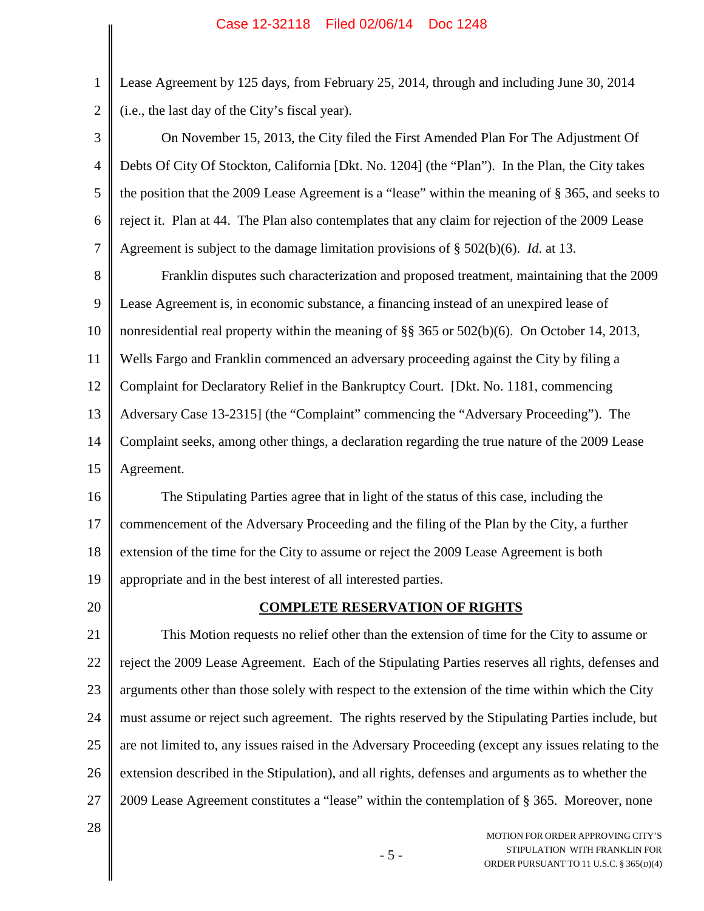Lease Agreement by 125 days, from February 25, 2014, through and including June 30, 2014 (i.e., the last day of the City's fiscal year).

On November 15, 2013, the City filed the First Amended Plan For The Adjustment Of Debts Of City Of Stockton, California [Dkt. No. 1204] (the "Plan"). In the Plan, the City takes the position that the 2009 Lease Agreement is a "lease" within the meaning of § 365, and seeks to reject it. Plan at 44. The Plan also contemplates that any claim for rejection of the 2009 Lease Agreement is subject to the damage limitation provisions of § 502(b)(6). *Id*. at 13.

Franklin disputes such characterization and proposed treatment, maintaining that the 2009 Lease Agreement is, in economic substance, a financing instead of an unexpired lease of nonresidential real property within the meaning of §§ 365 or 502(b)(6). On October 14, 2013, Wells Fargo and Franklin commenced an adversary proceeding against the City by filing a Complaint for Declaratory Relief in the Bankruptcy Court. [Dkt. No. 1181, commencing Adversary Case 13-2315] (the "Complaint" commencing the "Adversary Proceeding"). The Complaint seeks, among other things, a declaration regarding the true nature of the 2009 Lease Agreement.

The Stipulating Parties agree that in light of the status of this case, including the commencement of the Adversary Proceeding and the filing of the Plan by the City, a further extension of the time for the City to assume or reject the 2009 Lease Agreement is both appropriate and in the best interest of all interested parties.

## COMPLETE RESERVATION OF RIGHTS

This Motion requests no relief other than the extension of time for the City to assume or reject the 2009 Lease Agreement. Each of the Stipulating Parties reserves all rights, defenses and arguments other than those solely with respect to the extension of the time within which the City must assume or reject such agreement. The rights reserved by the Stipulating Parties include, but are not limited to, any issues raised in the Adversary Proceeding (except any issues relating to the extension described in the Stipulation), and all rights, defenses and arguments as to whether the 2009 Lease Agreement constitutes a "lease" within the contemplation of § 365. Moreover, none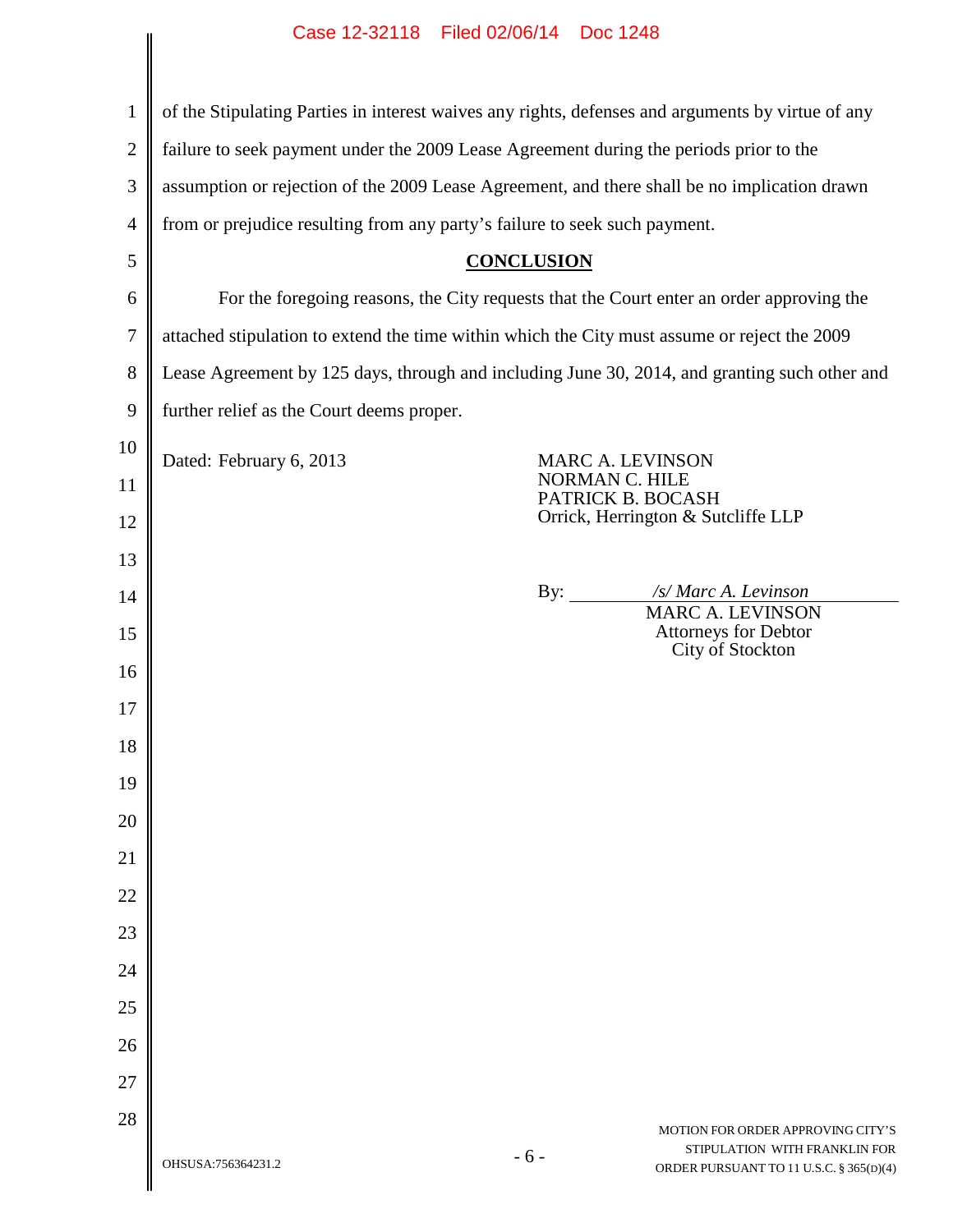of the Stipulating Parties in interest waives any rights, defenses and arguments by virtue of any failure to seek payment under the 2009 Lease Agreement during the periods prior to the assumption or rejection of the 2009 Lease Agreement, and there shall be no implication drawn from or prejudice resulting from any party's failure to seek such payment.

## CONCLUSION

For the foregoing reasons, the City requests that the Court enter an order approving the attached stipulation to extend the time within which the City must assume or reject the 2009 Lease Agreement by 125 days, through and including June 30, 2014, and granting such other and further relief as the Court deems proper.

Dated: February 6, 2013

MARC A. LEVINSON
NORMAN C. HILE
PATRICK B. BOCASH
Orrick, Herrington & Sutcliffe LLP

By: */s/ Marc A. Levinson*
MARC A. LEVINSON
Attorneys for Debtor
City of Stockton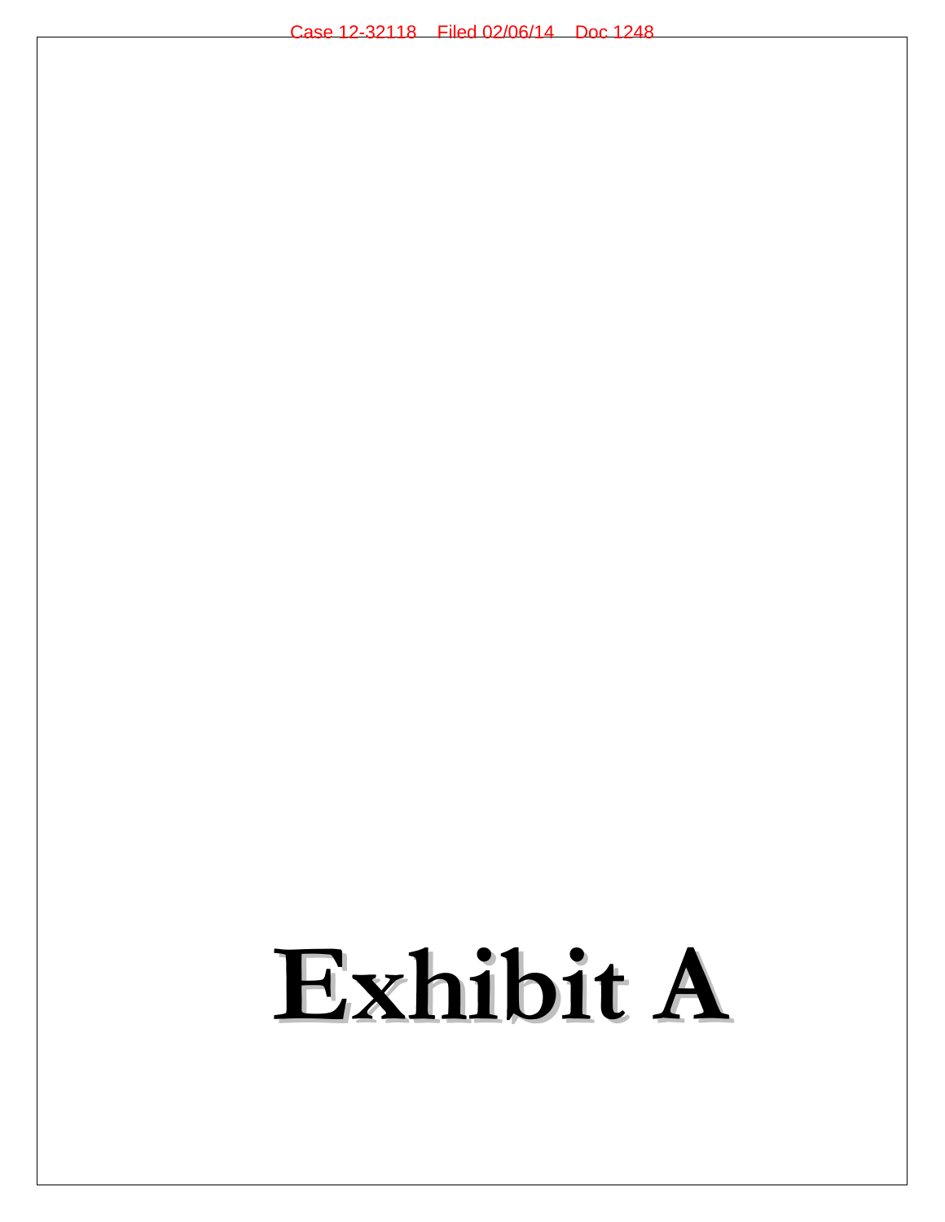# Exhibit A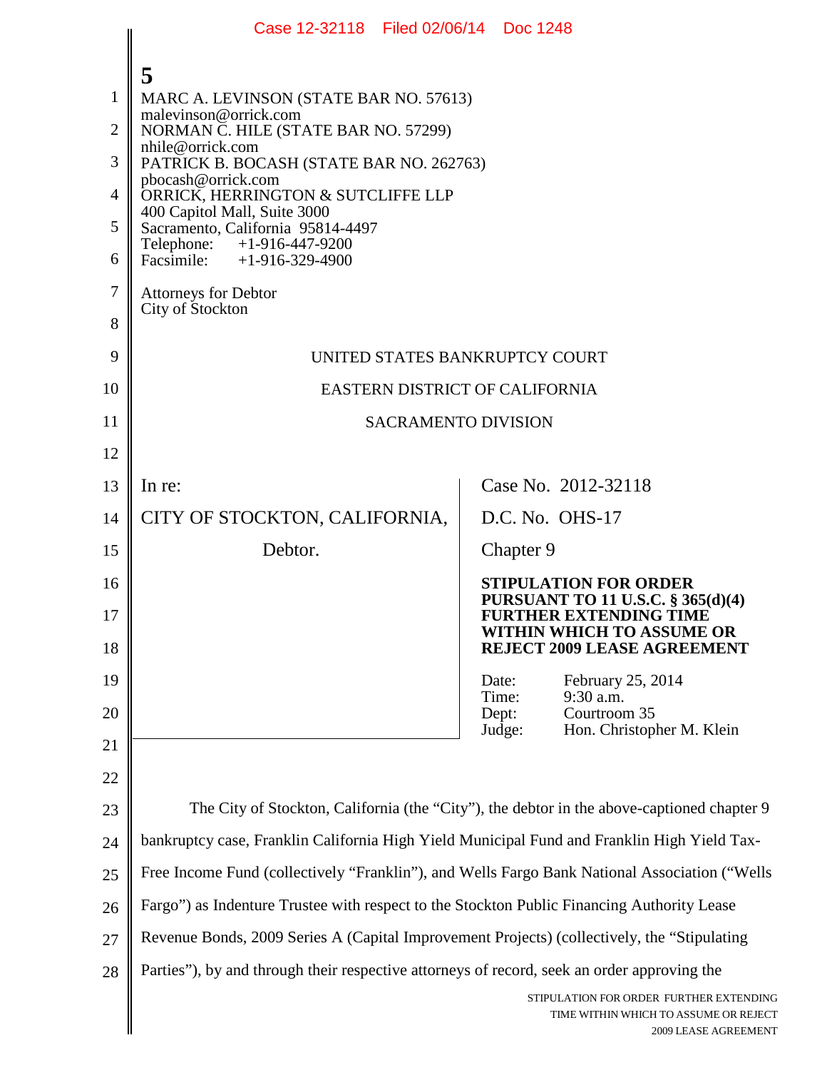5

MARC A. LEVINSON (STATE BAR NO. 57613)
malevinson@orrick.com
NORMAN C. HILE (STATE BAR NO. 57299)
nhile@orrick.com
PATRICK B. BOCASH (STATE BAR NO. 262763)
pbocash@orrick.com
ORRICK, HERRINGTON & SUTCLIFFE LLP
400 Capitol Mall, Suite 3000
Sacramento, California 95814-4497
Telephone: +1-916-447-9200
Facsimile: +1-916-329-4900

Attorneys for Debtor
City of Stockton

UNITED STATES BANKRUPTCY COURT

EASTERN DISTRICT OF CALIFORNIA

SACRAMENTO DIVISION

| | |
|---|---|
| In re:<br><br>CITY OF STOCKTON, CALIFORNIA,<br><br>Debtor. | Case No. 2012-32118<br><br>D.C. No. OHS-17<br><br>Chapter 9<br><br>**STIPULATION FOR ORDER PURSUANT TO 11 U.S.C. § 365(d)(4) FURTHER EXTENDING TIME WITHIN WHICH TO ASSUME OR REJECT 2009 LEASE AGREEMENT**<br><br>Date: February 25, 2014<br>Time: 9:30 a.m.<br>Dept: Courtroom 35<br>Judge: Hon. Christopher M. Klein |

The City of Stockton, California (the "City"), the debtor in the above-captioned chapter 9 bankruptcy case, Franklin California High Yield Municipal Fund and Franklin High Yield Tax-Free Income Fund (collectively "Franklin"), and Wells Fargo Bank National Association ("Wells Fargo") as Indenture Trustee with respect to the Stockton Public Financing Authority Lease Revenue Bonds, 2009 Series A (Capital Improvement Projects) (collectively, the "Stipulating Parties"), by and through their respective attorneys of record, seek an order approving the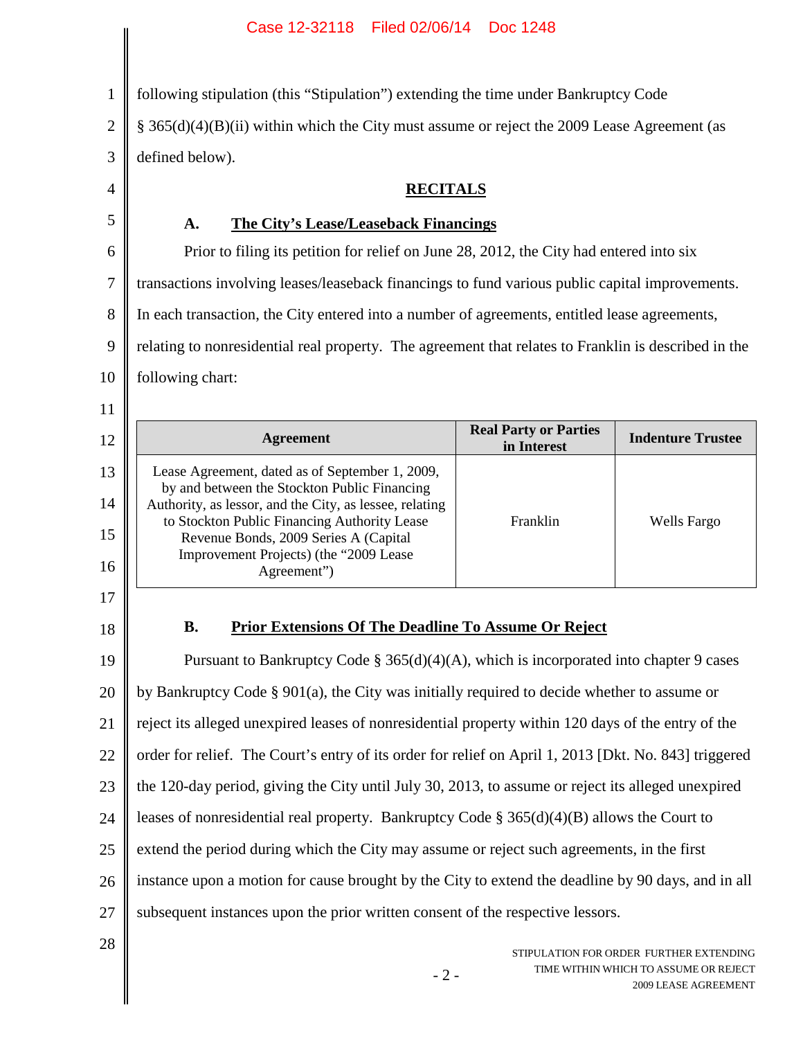following stipulation (this "Stipulation") extending the time under Bankruptcy Code § 365(d)(4)(B)(ii) within which the City must assume or reject the 2009 Lease Agreement (as defined below).

## RECITALS

### A. The City's Lease/Leaseback Financings

Prior to filing its petition for relief on June 28, 2012, the City had entered into six transactions involving leases/leaseback financings to fund various public capital improvements. In each transaction, the City entered into a number of agreements, entitled lease agreements, relating to nonresidential real property. The agreement that relates to Franklin is described in the following chart:

| Agreement | Real Party or Parties in Interest | Indenture Trustee |
|---|---|---|
| Lease Agreement, dated as of September 1, 2009, by and between the Stockton Public Financing Authority, as lessor, and the City, as lessee, relating to Stockton Public Financing Authority Lease Revenue Bonds, 2009 Series A (Capital Improvement Projects) (the "2009 Lease Agreement") | Franklin | Wells Fargo |

### B. Prior Extensions Of The Deadline To Assume Or Reject

Pursuant to Bankruptcy Code § 365(d)(4)(A), which is incorporated into chapter 9 cases by Bankruptcy Code § 901(a), the City was initially required to decide whether to assume or reject its alleged unexpired leases of nonresidential property within 120 days of the entry of the order for relief. The Court's entry of its order for relief on April 1, 2013 [Dkt. No. 843] triggered the 120-day period, giving the City until July 30, 2013, to assume or reject its alleged unexpired leases of nonresidential real property. Bankruptcy Code § 365(d)(4)(B) allows the Court to extend the period during which the City may assume or reject such agreements, in the first instance upon a motion for cause brought by the City to extend the deadline by 90 days, and in all subsequent instances upon the prior written consent of the respective lessors.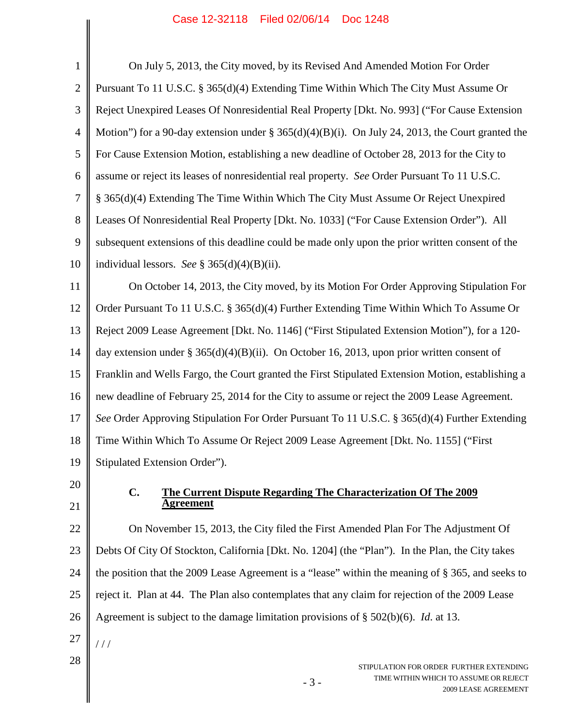On July 5, 2013, the City moved, by its Revised And Amended Motion For Order Pursuant To 11 U.S.C. § 365(d)(4) Extending Time Within Which The City Must Assume Or Reject Unexpired Leases Of Nonresidential Real Property [Dkt. No. 993] ("For Cause Extension Motion") for a 90-day extension under § 365(d)(4)(B)(i). On July 24, 2013, the Court granted the For Cause Extension Motion, establishing a new deadline of October 28, 2013 for the City to assume or reject its leases of nonresidential real property. *See* Order Pursuant To 11 U.S.C. § 365(d)(4) Extending The Time Within Which The City Must Assume Or Reject Unexpired Leases Of Nonresidential Real Property [Dkt. No. 1033] ("For Cause Extension Order"). All subsequent extensions of this deadline could be made only upon the prior written consent of the individual lessors. *See* § 365(d)(4)(B)(ii).

On October 14, 2013, the City moved, by its Motion For Order Approving Stipulation For Order Pursuant To 11 U.S.C. § 365(d)(4) Further Extending Time Within Which To Assume Or Reject 2009 Lease Agreement [Dkt. No. 1146] ("First Stipulated Extension Motion"), for a 120-day extension under § 365(d)(4)(B)(ii). On October 16, 2013, upon prior written consent of Franklin and Wells Fargo, the Court granted the First Stipulated Extension Motion, establishing a new deadline of February 25, 2014 for the City to assume or reject the 2009 Lease Agreement. *See* Order Approving Stipulation For Order Pursuant To 11 U.S.C. § 365(d)(4) Further Extending Time Within Which To Assume Or Reject 2009 Lease Agreement [Dkt. No. 1155] ("First Stipulated Extension Order").

### C. <u>The Current Dispute Regarding The Characterization Of The 2009 Agreement</u>

On November 15, 2013, the City filed the First Amended Plan For The Adjustment Of Debts Of City Of Stockton, California [Dkt. No. 1204] (the "Plan"). In the Plan, the City takes the position that the 2009 Lease Agreement is a "lease" within the meaning of § 365, and seeks to reject it. Plan at 44. The Plan also contemplates that any claim for rejection of the 2009 Lease Agreement is subject to the damage limitation provisions of § 502(b)(6). *Id.* at 13.

/ / /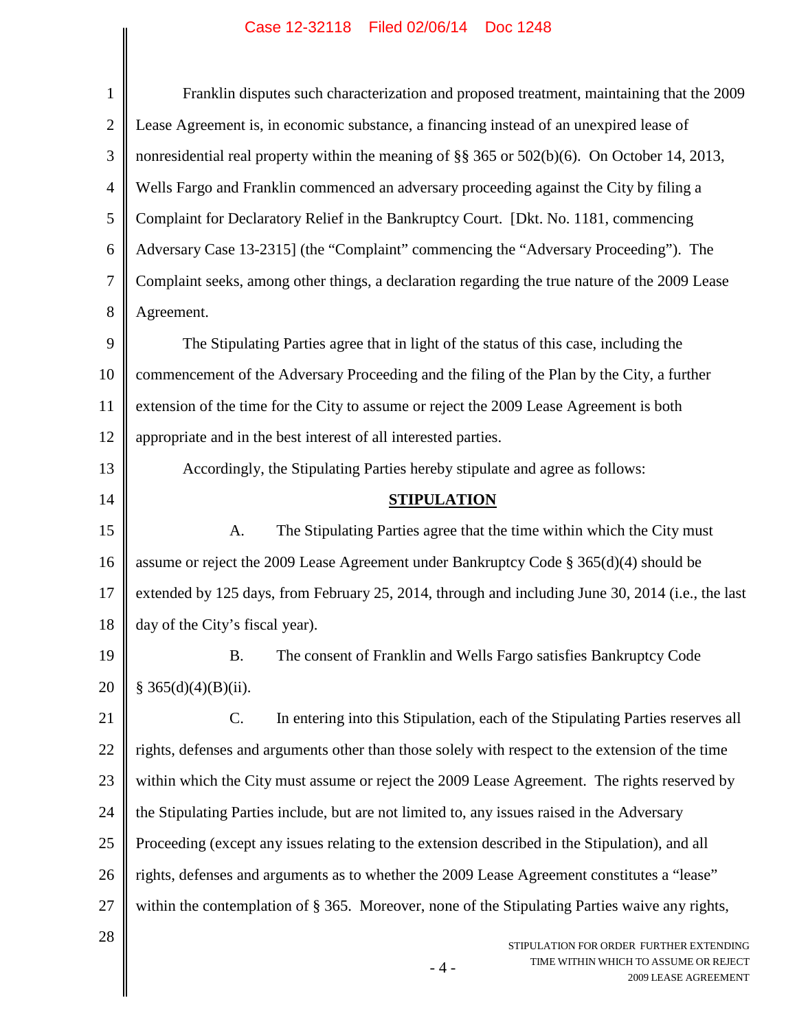Franklin disputes such characterization and proposed treatment, maintaining that the 2009 Lease Agreement is, in economic substance, a financing instead of an unexpired lease of nonresidential real property within the meaning of §§ 365 or 502(b)(6). On October 14, 2013, Wells Fargo and Franklin commenced an adversary proceeding against the City by filing a Complaint for Declaratory Relief in the Bankruptcy Court. [Dkt. No. 1181, commencing Adversary Case 13-2315] (the "Complaint" commencing the "Adversary Proceeding"). The Complaint seeks, among other things, a declaration regarding the true nature of the 2009 Lease Agreement.

The Stipulating Parties agree that in light of the status of this case, including the commencement of the Adversary Proceeding and the filing of the Plan by the City, a further extension of the time for the City to assume or reject the 2009 Lease Agreement is both appropriate and in the best interest of all interested parties.

Accordingly, the Stipulating Parties hereby stipulate and agree as follows:

## STIPULATION

A. The Stipulating Parties agree that the time within which the City must assume or reject the 2009 Lease Agreement under Bankruptcy Code § 365(d)(4) should be extended by 125 days, from February 25, 2014, through and including June 30, 2014 (i.e., the last day of the City's fiscal year).

B. The consent of Franklin and Wells Fargo satisfies Bankruptcy Code § 365(d)(4)(B)(ii).

C. In entering into this Stipulation, each of the Stipulating Parties reserves all rights, defenses and arguments other than those solely with respect to the extension of the time within which the City must assume or reject the 2009 Lease Agreement. The rights reserved by the Stipulating Parties include, but are not limited to, any issues raised in the Adversary Proceeding (except any issues relating to the extension described in the Stipulation), and all rights, defenses and arguments as to whether the 2009 Lease Agreement constitutes a "lease" within the contemplation of § 365. Moreover, none of the Stipulating Parties waive any rights,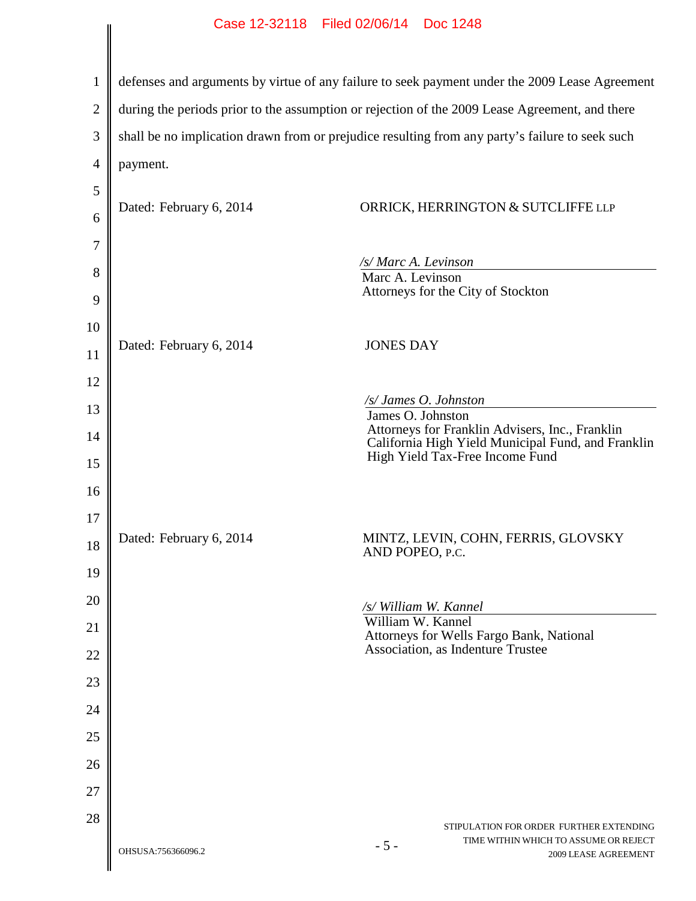defenses and arguments by virtue of any failure to seek payment under the 2009 Lease Agreement during the periods prior to the assumption or rejection of the 2009 Lease Agreement, and there shall be no implication drawn from or prejudice resulting from any party's failure to seek such payment.

Dated: February 6, 2014

ORRICK, HERRINGTON & SUTCLIFFE LLP

*/s/ Marc A. Levinson*
Marc A. Levinson
Attorneys for the City of Stockton

Dated: February 6, 2014

JONES DAY

*/s/ James O. Johnston*
James O. Johnston
Attorneys for Franklin Advisers, Inc., Franklin California High Yield Municipal Fund, and Franklin High Yield Tax-Free Income Fund

Dated: February 6, 2014

MINTZ, LEVIN, COHN, FERRIS, GLOVSKY AND POPEO, P.C.

*/s/ William W. Kannel*
William W. Kannel
Attorneys for Wells Fargo Bank, National Association, as Indenture Trustee